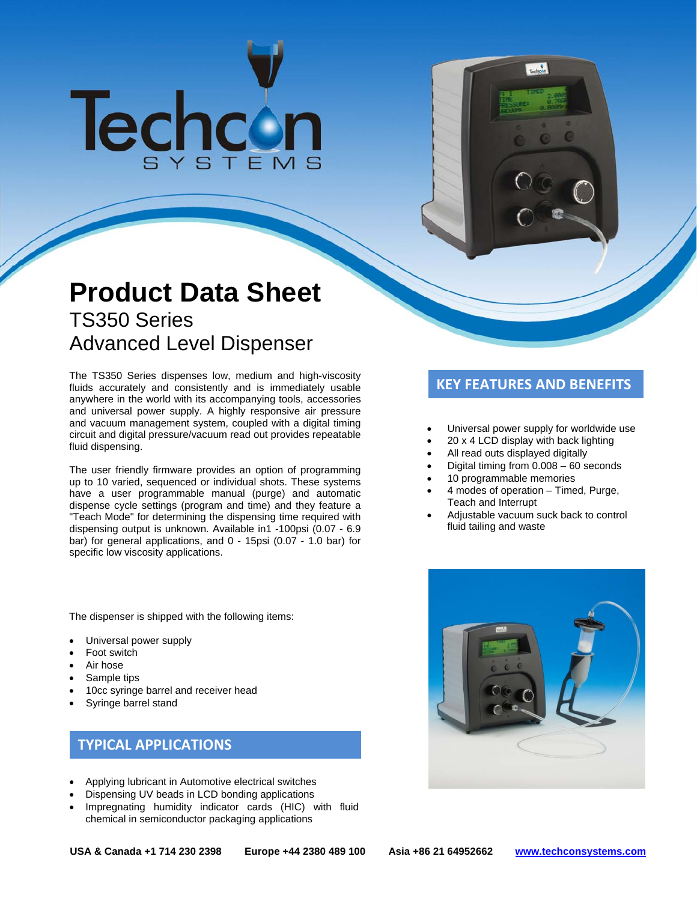# Product Data Sheet

## TS350 Series
## Advanced Level Dispenser

The TS350 Series dispenses low, medium and high-viscosity fluids accurately and consistently and is immediately usable anywhere in the world with its accompanying tools, accessories and universal power supply. A highly responsive air pressure and vacuum management system, coupled with a digital timing circuit and digital pressure/vacuum read out provides repeatable fluid dispensing.

The user friendly firmware provides an option of programming up to 10 varied, sequenced or individual shots. These systems have a user programmable manual (purge) and automatic dispense cycle settings (program and time) and they feature a "Teach Mode" for determining the dispensing time required with dispensing output is unknown. Available in1 -100psi (0.07 - 6.9 bar) for general applications, and 0 - 15psi (0.07 - 1.0 bar) for specific low viscosity applications.

The dispenser is shipped with the following items:

- Universal power supply
- Foot switch
- Air hose
- Sample tips
- 10cc syringe barrel and receiver head
- Syringe barrel stand

## TYPICAL APPLICATIONS

- Applying lubricant in Automotive electrical switches
- Dispensing UV beads in LCD bonding applications
- Impregnating humidity indicator cards (HIC) with fluid chemical in semiconductor packaging applications

## KEY FEATURES AND BENEFITS

- Universal power supply for worldwide use
- 20 x 4 LCD display with back lighting
- All read outs displayed digitally
- Digital timing from 0.008 – 60 seconds
- 10 programmable memories
- 4 modes of operation – Timed, Purge, Teach and Interrupt
- Adjustable vacuum suck back to control fluid tailing and waste

**USA & Canada +1 714 230 2398** **Europe +44 2380 489 100** **Asia +86 21 64952662** **www.techconsystems.com**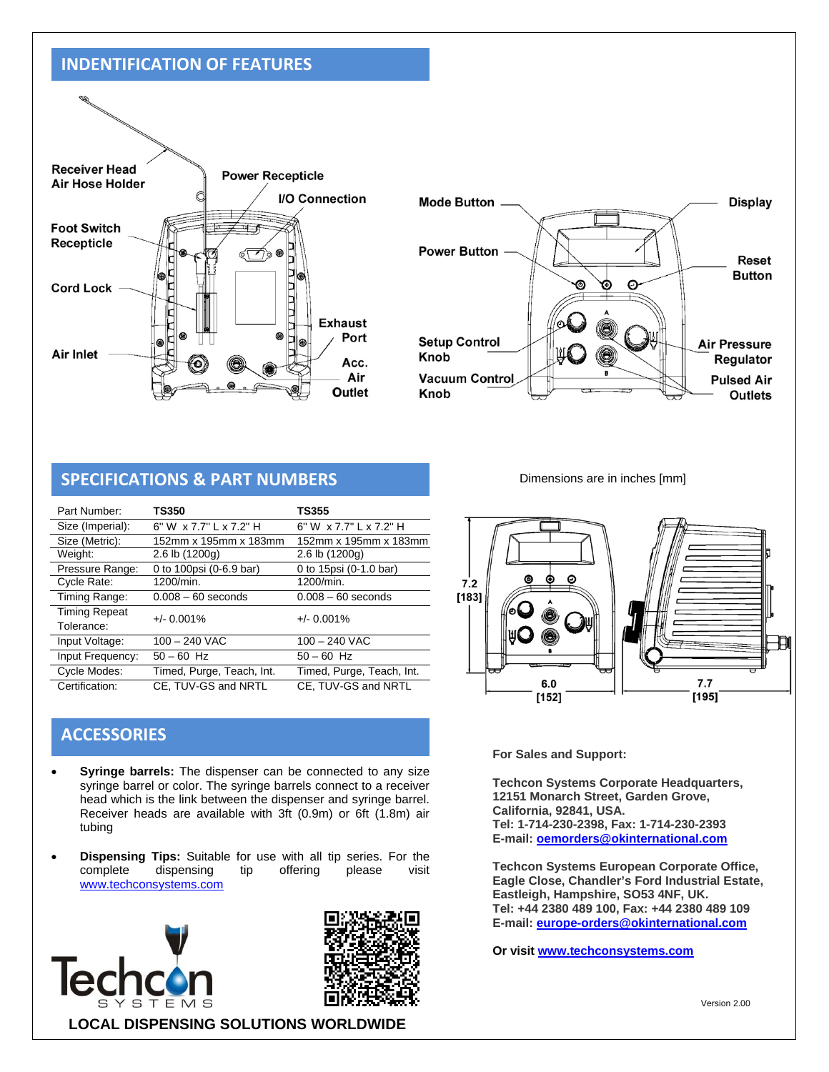## INDENTIFICATION OF FEATURES

Receiver Head Air Hose Holder

Power Recepticle

I/O Connection

Foot Switch Recepticle

Cord Lock

Exhaust Port

Air Inlet

Acc. Air Outlet

Mode Button

Display

Power Button

Reset Button

Setup Control Knob

Air Pressure Regulator

Vacuum Control Knob

Pulsed Air Outlets

## SPECIFICATIONS & PART NUMBERS

| Part Number: | TS350 | TS355 |
|---|---|---|
| Size (Imperial): | 6" W x 7.7" L x 7.2" H | 6" W x 7.7" L x 7.2" H |
| Size (Metric): | 152mm x 195mm x 183mm | 152mm x 195mm x 183mm |
| Weight: | 2.6 lb (1200g) | 2.6 lb (1200g) |
| Pressure Range: | 0 to 100psi (0-6.9 bar) | 0 to 15psi (0-1.0 bar) |
| Cycle Rate: | 1200/min. | 1200/min. |
| Timing Range: | 0.008 – 60 seconds | 0.008 – 60 seconds |
| Timing Repeat Tolerance: | +/- 0.001% | +/- 0.001% |
| Input Voltage: | 100 – 240 VAC | 100 – 240 VAC |
| Input Frequency: | 50 – 60 Hz | 50 – 60 Hz |
| Cycle Modes: | Timed, Purge, Teach, Int. | Timed, Purge, Teach, Int. |
| Certification: | CE, TUV-GS and NRTL | CE, TUV-GS and NRTL |

Dimensions are in inches [mm]

7.2 [183]

6.0 [152]

7.7 [195]

## ACCESSORIES

- **Syringe barrels:** The dispenser can be connected to any size syringe barrel or color. The syringe barrels connect to a receiver head which is the link between the dispenser and syringe barrel. Receiver heads are available with 3ft (0.9m) or 6ft (1.8m) air tubing
- **Dispensing Tips:** Suitable for use with all tip series. For the complete dispensing tip offering please visit www.techconsystems.com

**For Sales and Support:**

**Techcon Systems Corporate Headquarters,**
**12151 Monarch Street, Garden Grove,**
**California, 92841, USA.**
**Tel: 1-714-230-2398, Fax: 1-714-230-2393**
**E-mail: oemorders@okinternational.com**

**Techcon Systems European Corporate Office,**
**Eagle Close, Chandler's Ford Industrial Estate,**
**Eastleigh, Hampshire, SO53 4NF, UK.**
**Tel: +44 2380 489 100, Fax: +44 2380 489 109**
**E-mail: europe-orders@okinternational.com**

**Or visit www.techconsystems.com**

Techcon SYSTEMS

**LOCAL DISPENSING SOLUTIONS WORLDWIDE**

Version 2.00